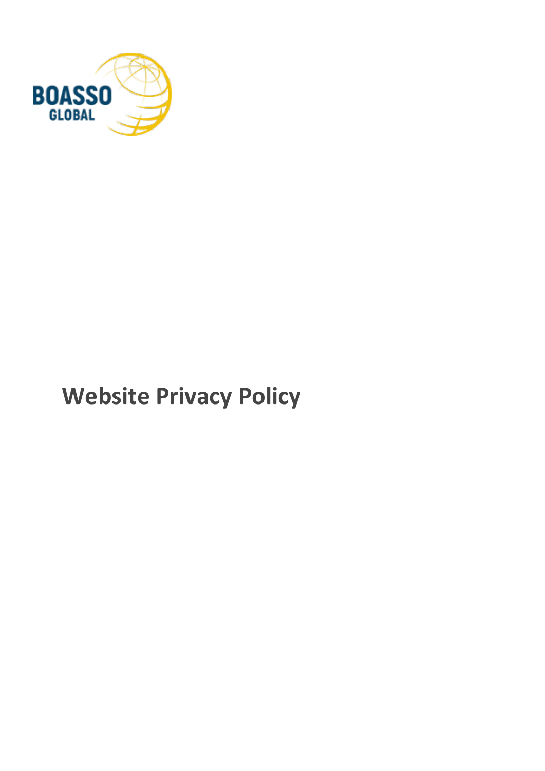BOASSO GLOBAL

# Website Privacy Policy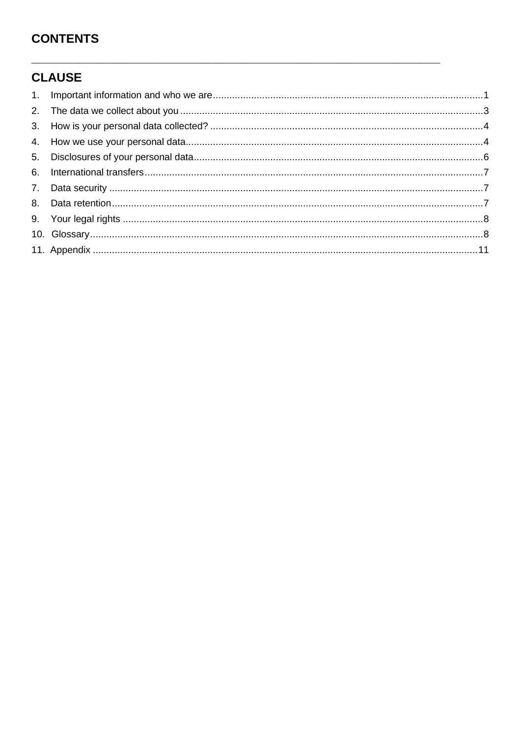# CONTENTS

---

## CLAUSE

| | | |
|---|---|---|
| 1. | Important information and who we are | 1 |
| 2. | The data we collect about you | 3 |
| 3. | How is your personal data collected? | 4 |
| 4. | How we use your personal data | 4 |
| 5. | Disclosures of your personal data | 6 |
| 6. | International transfers | 7 |
| 7. | Data security | 7 |
| 8. | Data retention | 7 |
| 9. | Your legal rights | 8 |
| 10. | Glossary | 8 |
| 11. | Appendix | 11 |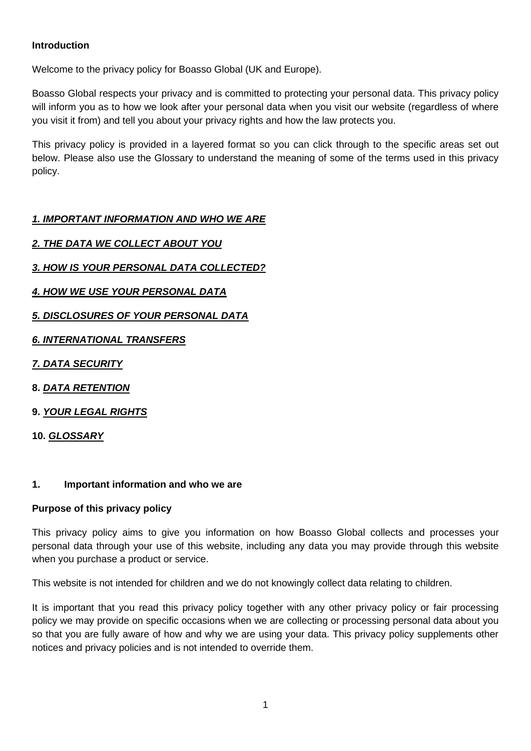**Introduction**

Welcome to the privacy policy for Boasso Global (UK and Europe).

Boasso Global respects your privacy and is committed to protecting your personal data. This privacy policy will inform you as to how we look after your personal data when you visit our website (regardless of where you visit it from) and tell you about your privacy rights and how the law protects you.

This privacy policy is provided in a layered format so you can click through to the specific areas set out below. Please also use the Glossary to understand the meaning of some of the terms used in this privacy policy.

***1. IMPORTANT INFORMATION AND WHO WE ARE***

***2. THE DATA WE COLLECT ABOUT YOU***

***3. HOW IS YOUR PERSONAL DATA COLLECTED?***

***4. HOW WE USE YOUR PERSONAL DATA***

***5. DISCLOSURES OF YOUR PERSONAL DATA***

***6. INTERNATIONAL TRANSFERS***

***7. DATA SECURITY***

**8. *DATA RETENTION***

**9. *YOUR LEGAL RIGHTS***

**10. *GLOSSARY***

## 1. Important information and who we are

**Purpose of this privacy policy**

This privacy policy aims to give you information on how Boasso Global collects and processes your personal data through your use of this website, including any data you may provide through this website when you purchase a product or service.

This website is not intended for children and we do not knowingly collect data relating to children.

It is important that you read this privacy policy together with any other privacy policy or fair processing policy we may provide on specific occasions when we are collecting or processing personal data about you so that you are fully aware of how and why we are using your data. This privacy policy supplements other notices and privacy policies and is not intended to override them.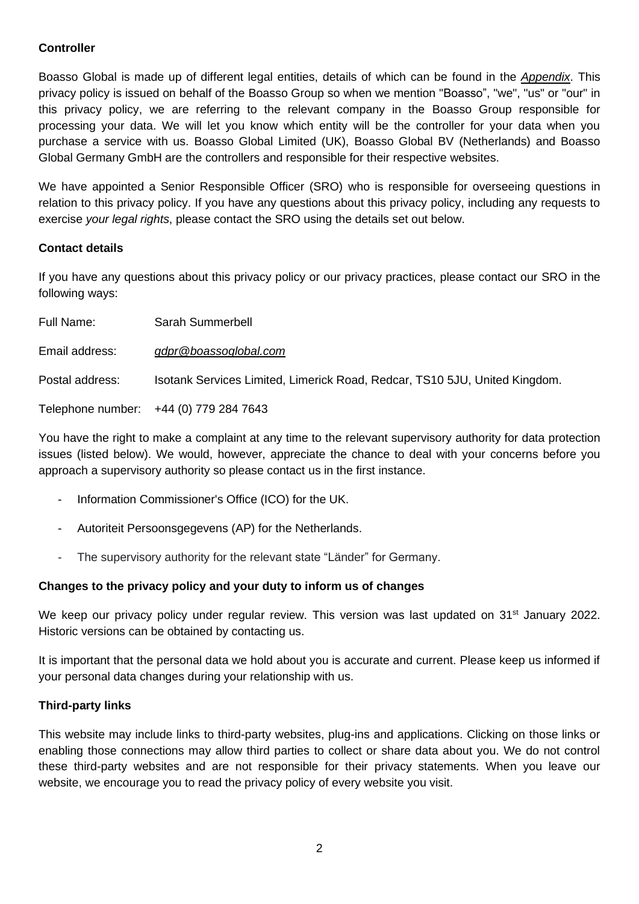**Controller**

Boasso Global is made up of different legal entities, details of which can be found in the *Appendix*. This privacy policy is issued on behalf of the Boasso Group so when we mention "Boasso", "we", "us" or "our" in this privacy policy, we are referring to the relevant company in the Boasso Group responsible for processing your data. We will let you know which entity will be the controller for your data when you purchase a service with us. Boasso Global Limited (UK), Boasso Global BV (Netherlands) and Boasso Global Germany GmbH are the controllers and responsible for their respective websites.

We have appointed a Senior Responsible Officer (SRO) who is responsible for overseeing questions in relation to this privacy policy. If you have any questions about this privacy policy, including any requests to exercise *your legal rights*, please contact the SRO using the details set out below.

**Contact details**

If you have any questions about this privacy policy or our privacy practices, please contact our SRO in the following ways:

Full Name: Sarah Summerbell

Email address: *gdpr@boassoglobal.com*

Postal address: Isotank Services Limited, Limerick Road, Redcar, TS10 5JU, United Kingdom.

Telephone number: +44 (0) 779 284 7643

You have the right to make a complaint at any time to the relevant supervisory authority for data protection issues (listed below). We would, however, appreciate the chance to deal with your concerns before you approach a supervisory authority so please contact us in the first instance.

- Information Commissioner's Office (ICO) for the UK.
- Autoriteit Persoonsgegevens (AP) for the Netherlands.
- The supervisory authority for the relevant state "Länder" for Germany.

**Changes to the privacy policy and your duty to inform us of changes**

We keep our privacy policy under regular review. This version was last updated on 31st January 2022. Historic versions can be obtained by contacting us.

It is important that the personal data we hold about you is accurate and current. Please keep us informed if your personal data changes during your relationship with us.

**Third-party links**

This website may include links to third-party websites, plug-ins and applications. Clicking on those links or enabling those connections may allow third parties to collect or share data about you. We do not control these third-party websites and are not responsible for their privacy statements. When you leave our website, we encourage you to read the privacy policy of every website you visit.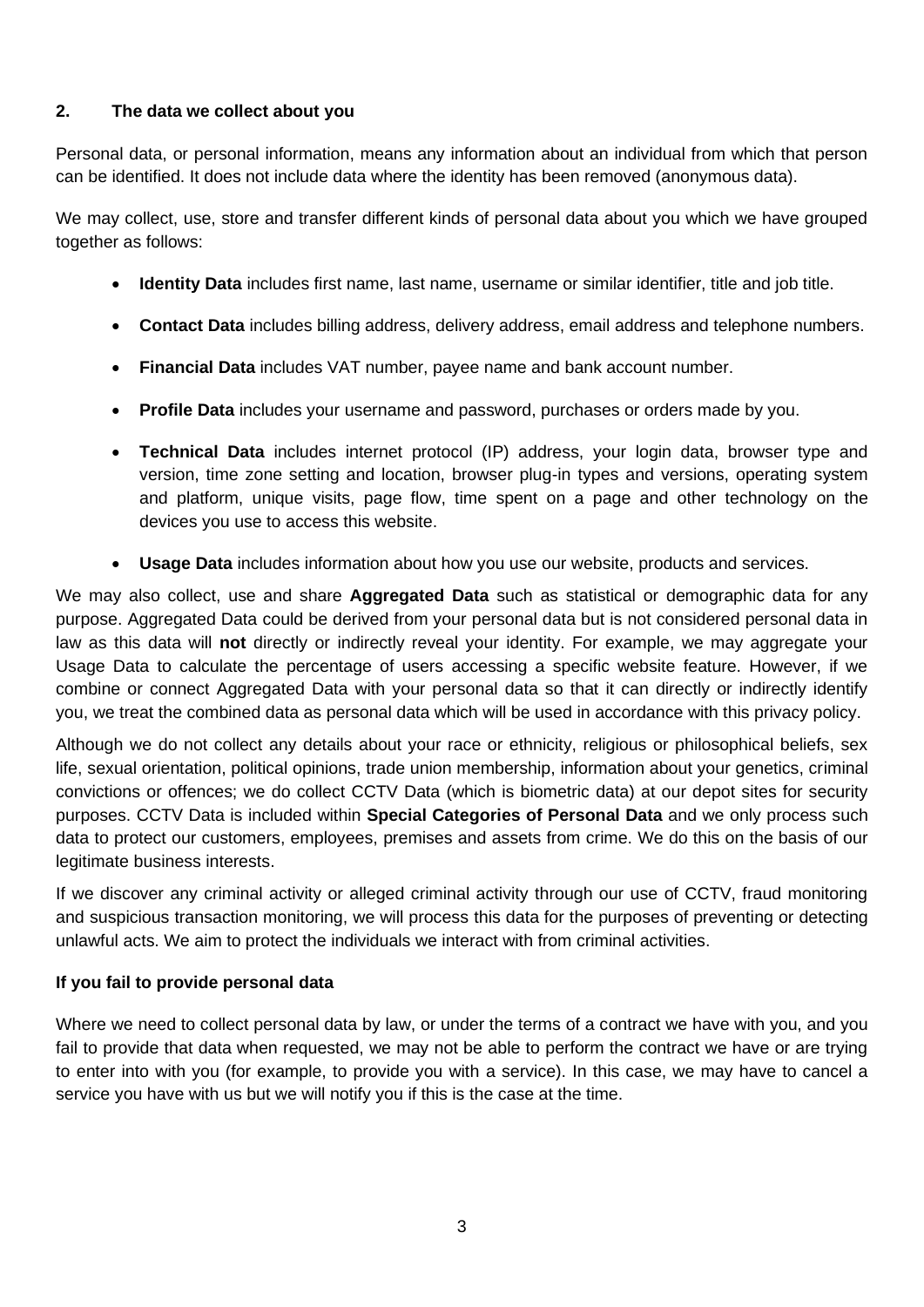## 2. The data we collect about you

Personal data, or personal information, means any information about an individual from which that person can be identified. It does not include data where the identity has been removed (anonymous data).

We may collect, use, store and transfer different kinds of personal data about you which we have grouped together as follows:

- **Identity Data** includes first name, last name, username or similar identifier, title and job title.
- **Contact Data** includes billing address, delivery address, email address and telephone numbers.
- **Financial Data** includes VAT number, payee name and bank account number.
- **Profile Data** includes your username and password, purchases or orders made by you.
- **Technical Data** includes internet protocol (IP) address, your login data, browser type and version, time zone setting and location, browser plug-in types and versions, operating system and platform, unique visits, page flow, time spent on a page and other technology on the devices you use to access this website.
- **Usage Data** includes information about how you use our website, products and services.

We may also collect, use and share **Aggregated Data** such as statistical or demographic data for any purpose. Aggregated Data could be derived from your personal data but is not considered personal data in law as this data will **not** directly or indirectly reveal your identity. For example, we may aggregate your Usage Data to calculate the percentage of users accessing a specific website feature. However, if we combine or connect Aggregated Data with your personal data so that it can directly or indirectly identify you, we treat the combined data as personal data which will be used in accordance with this privacy policy.

Although we do not collect any details about your race or ethnicity, religious or philosophical beliefs, sex life, sexual orientation, political opinions, trade union membership, information about your genetics, criminal convictions or offences; we do collect CCTV Data (which is biometric data) at our depot sites for security purposes. CCTV Data is included within **Special Categories of Personal Data** and we only process such data to protect our customers, employees, premises and assets from crime. We do this on the basis of our legitimate business interests.

If we discover any criminal activity or alleged criminal activity through our use of CCTV, fraud monitoring and suspicious transaction monitoring, we will process this data for the purposes of preventing or detecting unlawful acts. We aim to protect the individuals we interact with from criminal activities.

**If you fail to provide personal data**

Where we need to collect personal data by law, or under the terms of a contract we have with you, and you fail to provide that data when requested, we may not be able to perform the contract we have or are trying to enter into with you (for example, to provide you with a service). In this case, we may have to cancel a service you have with us but we will notify you if this is the case at the time.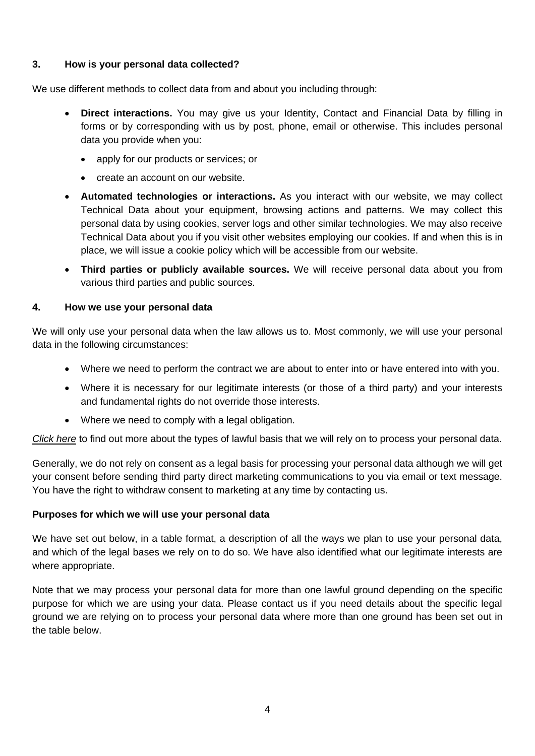### 3. How is your personal data collected?

We use different methods to collect data from and about you including through:

- **Direct interactions.** You may give us your Identity, Contact and Financial Data by filling in forms or by corresponding with us by post, phone, email or otherwise. This includes personal data you provide when you:
  - apply for our products or services; or
  - create an account on our website.
- **Automated technologies or interactions.** As you interact with our website, we may collect Technical Data about your equipment, browsing actions and patterns. We may collect this personal data by using cookies, server logs and other similar technologies. We may also receive Technical Data about you if you visit other websites employing our cookies. If and when this is in place, we will issue a cookie policy which will be accessible from our website.
- **Third parties or publicly available sources.** We will receive personal data about you from various third parties and public sources.

### 4. How we use your personal data

We will only use your personal data when the law allows us to. Most commonly, we will use your personal data in the following circumstances:

- Where we need to perform the contract we are about to enter into or have entered into with you.
- Where it is necessary for our legitimate interests (or those of a third party) and your interests and fundamental rights do not override those interests.
- Where we need to comply with a legal obligation.

*Click here* to find out more about the types of lawful basis that we will rely on to process your personal data.

Generally, we do not rely on consent as a legal basis for processing your personal data although we will get your consent before sending third party direct marketing communications to you via email or text message. You have the right to withdraw consent to marketing at any time by contacting us.

**Purposes for which we will use your personal data**

We have set out below, in a table format, a description of all the ways we plan to use your personal data, and which of the legal bases we rely on to do so. We have also identified what our legitimate interests are where appropriate.

Note that we may process your personal data for more than one lawful ground depending on the specific purpose for which we are using your data. Please contact us if you need details about the specific legal ground we are relying on to process your personal data where more than one ground has been set out in the table below.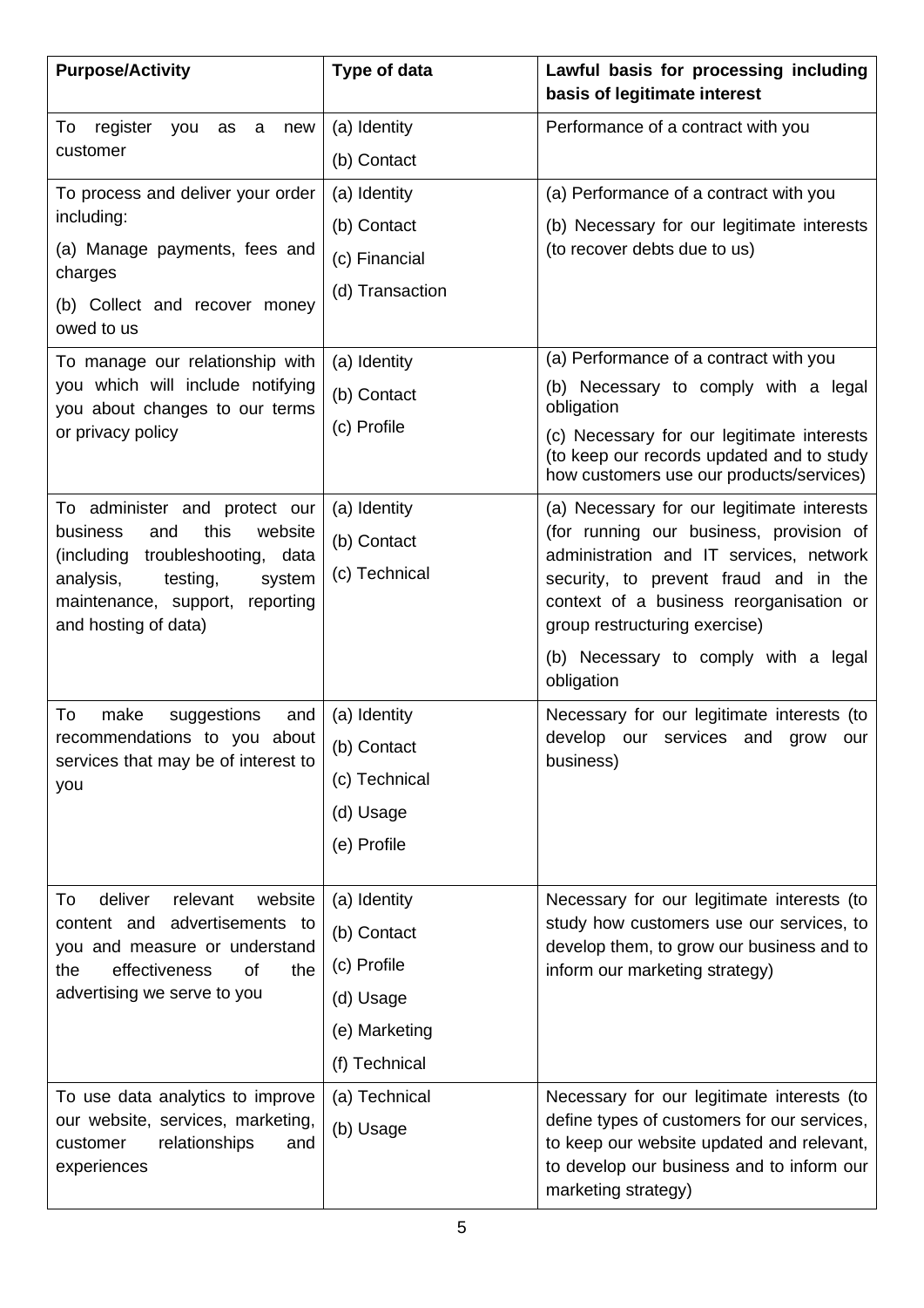| Purpose/Activity | Type of data | Lawful basis for processing including basis of legitimate interest |
|---|---|---|
| To register you as a new customer | (a) Identity<br>(b) Contact | Performance of a contract with you |
| To process and deliver your order including:<br>(a) Manage payments, fees and charges<br>(b) Collect and recover money owed to us | (a) Identity<br>(b) Contact<br>(c) Financial<br>(d) Transaction | (a) Performance of a contract with you<br>(b) Necessary for our legitimate interests (to recover debts due to us) |
| To manage our relationship with you which will include notifying you about changes to our terms or privacy policy | (a) Identity<br>(b) Contact<br>(c) Profile | (a) Performance of a contract with you<br>(b) Necessary to comply with a legal obligation<br>(c) Necessary for our legitimate interests (to keep our records updated and to study how customers use our products/services) |
| To administer and protect our business and this website (including troubleshooting, data analysis, testing, system maintenance, support, reporting and hosting of data) | (a) Identity<br>(b) Contact<br>(c) Technical | (a) Necessary for our legitimate interests (for running our business, provision of administration and IT services, network security, to prevent fraud and in the context of a business reorganisation or group restructuring exercise)<br>(b) Necessary to comply with a legal obligation |
| To make suggestions and recommendations to you about services that may be of interest to you | (a) Identity<br>(b) Contact<br>(c) Technical<br>(d) Usage<br>(e) Profile | Necessary for our legitimate interests (to develop our services and grow our business) |
| To deliver relevant website content and advertisements to you and measure or understand the effectiveness of the advertising we serve to you | (a) Identity<br>(b) Contact<br>(c) Profile<br>(d) Usage<br>(e) Marketing<br>(f) Technical | Necessary for our legitimate interests (to study how customers use our services, to develop them, to grow our business and to inform our marketing strategy) |
| To use data analytics to improve our website, services, marketing, customer relationships and experiences | (a) Technical<br>(b) Usage | Necessary for our legitimate interests (to define types of customers for our services, to keep our website updated and relevant, to develop our business and to inform our marketing strategy) |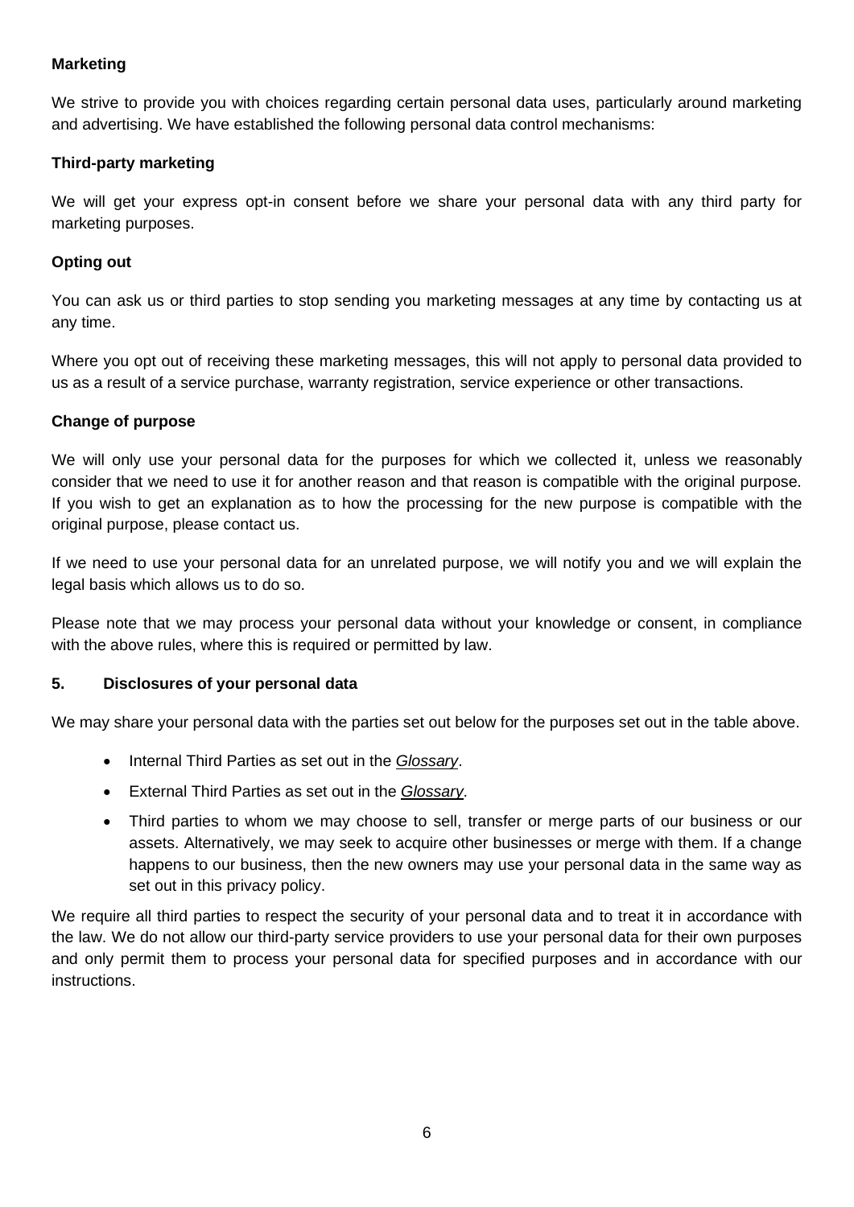**Marketing**

We strive to provide you with choices regarding certain personal data uses, particularly around marketing and advertising. We have established the following personal data control mechanisms:

**Third-party marketing**

We will get your express opt-in consent before we share your personal data with any third party for marketing purposes.

**Opting out**

You can ask us or third parties to stop sending you marketing messages at any time by contacting us at any time.

Where you opt out of receiving these marketing messages, this will not apply to personal data provided to us as a result of a service purchase, warranty registration, service experience or other transactions.

**Change of purpose**

We will only use your personal data for the purposes for which we collected it, unless we reasonably consider that we need to use it for another reason and that reason is compatible with the original purpose. If you wish to get an explanation as to how the processing for the new purpose is compatible with the original purpose, please contact us.

If we need to use your personal data for an unrelated purpose, we will notify you and we will explain the legal basis which allows us to do so.

Please note that we may process your personal data without your knowledge or consent, in compliance with the above rules, where this is required or permitted by law.

## 5. Disclosures of your personal data

We may share your personal data with the parties set out below for the purposes set out in the table above.

- Internal Third Parties as set out in the *Glossary*.
- External Third Parties as set out in the *Glossary*.
- Third parties to whom we may choose to sell, transfer or merge parts of our business or our assets. Alternatively, we may seek to acquire other businesses or merge with them. If a change happens to our business, then the new owners may use your personal data in the same way as set out in this privacy policy.

We require all third parties to respect the security of your personal data and to treat it in accordance with the law. We do not allow our third-party service providers to use your personal data for their own purposes and only permit them to process your personal data for specified purposes and in accordance with our instructions.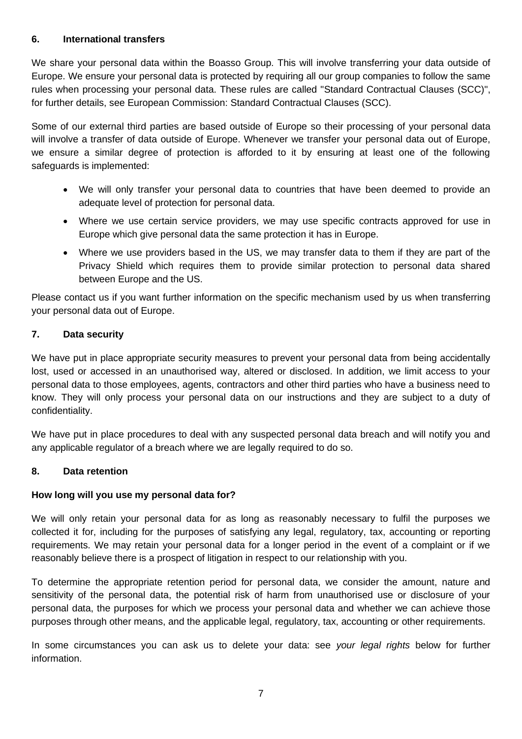## 6. International transfers

We share your personal data within the Boasso Group. This will involve transferring your data outside of Europe. We ensure your personal data is protected by requiring all our group companies to follow the same rules when processing your personal data. These rules are called "Standard Contractual Clauses (SCC)", for further details, see European Commission: Standard Contractual Clauses (SCC).

Some of our external third parties are based outside of Europe so their processing of your personal data will involve a transfer of data outside of Europe. Whenever we transfer your personal data out of Europe, we ensure a similar degree of protection is afforded to it by ensuring at least one of the following safeguards is implemented:

- We will only transfer your personal data to countries that have been deemed to provide an adequate level of protection for personal data.
- Where we use certain service providers, we may use specific contracts approved for use in Europe which give personal data the same protection it has in Europe.
- Where we use providers based in the US, we may transfer data to them if they are part of the Privacy Shield which requires them to provide similar protection to personal data shared between Europe and the US.

Please contact us if you want further information on the specific mechanism used by us when transferring your personal data out of Europe.

## 7. Data security

We have put in place appropriate security measures to prevent your personal data from being accidentally lost, used or accessed in an unauthorised way, altered or disclosed. In addition, we limit access to your personal data to those employees, agents, contractors and other third parties who have a business need to know. They will only process your personal data on our instructions and they are subject to a duty of confidentiality.

We have put in place procedures to deal with any suspected personal data breach and will notify you and any applicable regulator of a breach where we are legally required to do so.

## 8. Data retention

**How long will you use my personal data for?**

We will only retain your personal data for as long as reasonably necessary to fulfil the purposes we collected it for, including for the purposes of satisfying any legal, regulatory, tax, accounting or reporting requirements. We may retain your personal data for a longer period in the event of a complaint or if we reasonably believe there is a prospect of litigation in respect to our relationship with you.

To determine the appropriate retention period for personal data, we consider the amount, nature and sensitivity of the personal data, the potential risk of harm from unauthorised use or disclosure of your personal data, the purposes for which we process your personal data and whether we can achieve those purposes through other means, and the applicable legal, regulatory, tax, accounting or other requirements.

In some circumstances you can ask us to delete your data: see *your legal rights* below for further information.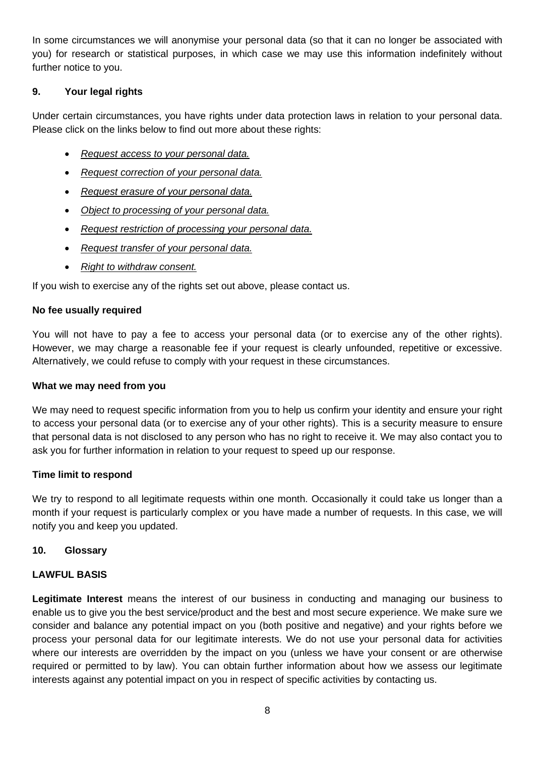In some circumstances we will anonymise your personal data (so that it can no longer be associated with you) for research or statistical purposes, in which case we may use this information indefinitely without further notice to you.

## 9. Your legal rights

Under certain circumstances, you have rights under data protection laws in relation to your personal data. Please click on the links below to find out more about these rights:

- *Request access to your personal data.*
- *Request correction of your personal data.*
- *Request erasure of your personal data.*
- *Object to processing of your personal data.*
- *Request restriction of processing your personal data.*
- *Request transfer of your personal data.*
- *Right to withdraw consent.*

If you wish to exercise any of the rights set out above, please contact us.

**No fee usually required**

You will not have to pay a fee to access your personal data (or to exercise any of the other rights). However, we may charge a reasonable fee if your request is clearly unfounded, repetitive or excessive. Alternatively, we could refuse to comply with your request in these circumstances.

**What we may need from you**

We may need to request specific information from you to help us confirm your identity and ensure your right to access your personal data (or to exercise any of your other rights). This is a security measure to ensure that personal data is not disclosed to any person who has no right to receive it. We may also contact you to ask you for further information in relation to your request to speed up our response.

**Time limit to respond**

We try to respond to all legitimate requests within one month. Occasionally it could take us longer than a month if your request is particularly complex or you have made a number of requests. In this case, we will notify you and keep you updated.

## 10. Glossary

**LAWFUL BASIS**

**Legitimate Interest** means the interest of our business in conducting and managing our business to enable us to give you the best service/product and the best and most secure experience. We make sure we consider and balance any potential impact on you (both positive and negative) and your rights before we process your personal data for our legitimate interests. We do not use your personal data for activities where our interests are overridden by the impact on you (unless we have your consent or are otherwise required or permitted to by law). You can obtain further information about how we assess our legitimate interests against any potential impact on you in respect of specific activities by contacting us.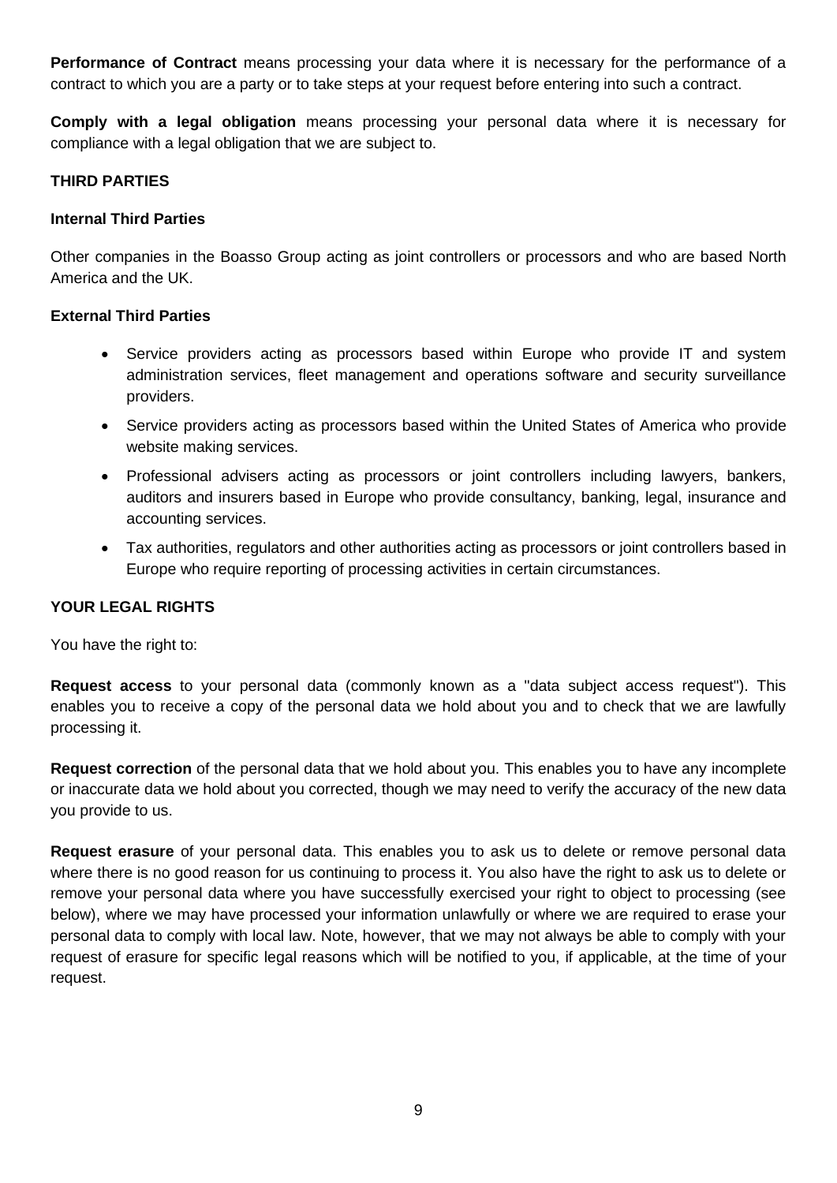**Performance of Contract** means processing your data where it is necessary for the performance of a contract to which you are a party or to take steps at your request before entering into such a contract.

**Comply with a legal obligation** means processing your personal data where it is necessary for compliance with a legal obligation that we are subject to.

**THIRD PARTIES**

**Internal Third Parties**

Other companies in the Boasso Group acting as joint controllers or processors and who are based North America and the UK.

**External Third Parties**

- Service providers acting as processors based within Europe who provide IT and system administration services, fleet management and operations software and security surveillance providers.
- Service providers acting as processors based within the United States of America who provide website making services.
- Professional advisers acting as processors or joint controllers including lawyers, bankers, auditors and insurers based in Europe who provide consultancy, banking, legal, insurance and accounting services.
- Tax authorities, regulators and other authorities acting as processors or joint controllers based in Europe who require reporting of processing activities in certain circumstances.

**YOUR LEGAL RIGHTS**

You have the right to:

**Request access** to your personal data (commonly known as a "data subject access request"). This enables you to receive a copy of the personal data we hold about you and to check that we are lawfully processing it.

**Request correction** of the personal data that we hold about you. This enables you to have any incomplete or inaccurate data we hold about you corrected, though we may need to verify the accuracy of the new data you provide to us.

**Request erasure** of your personal data. This enables you to ask us to delete or remove personal data where there is no good reason for us continuing to process it. You also have the right to ask us to delete or remove your personal data where you have successfully exercised your right to object to processing (see below), where we may have processed your information unlawfully or where we are required to erase your personal data to comply with local law. Note, however, that we may not always be able to comply with your request of erasure for specific legal reasons which will be notified to you, if applicable, at the time of your request.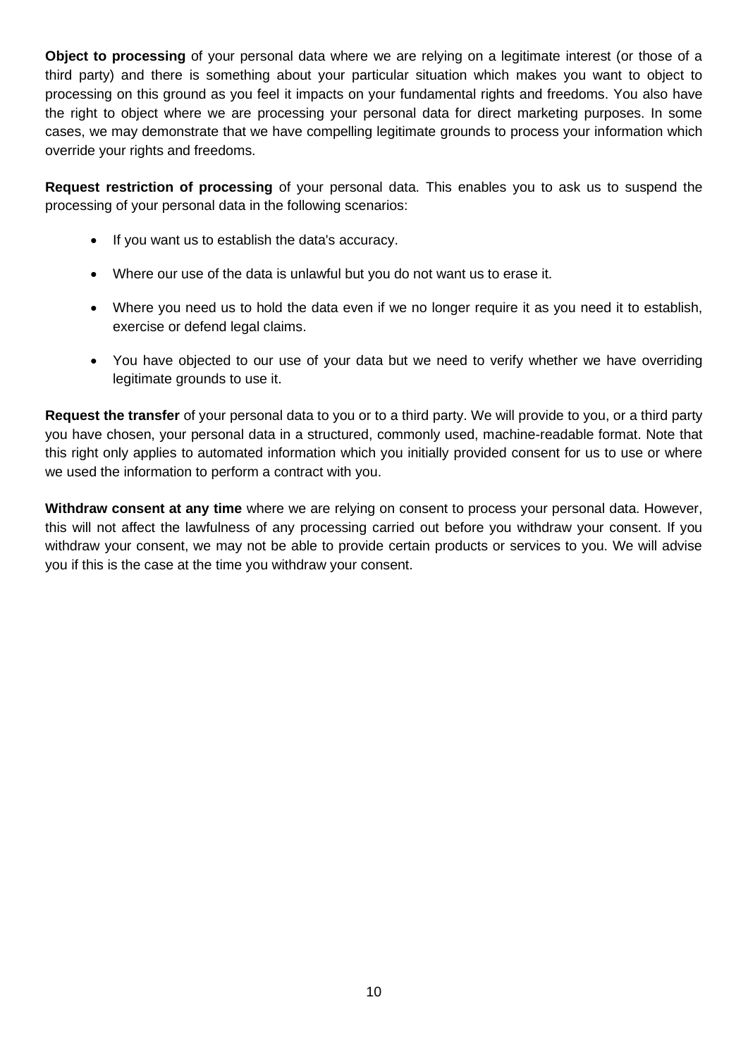**Object to processing** of your personal data where we are relying on a legitimate interest (or those of a third party) and there is something about your particular situation which makes you want to object to processing on this ground as you feel it impacts on your fundamental rights and freedoms. You also have the right to object where we are processing your personal data for direct marketing purposes. In some cases, we may demonstrate that we have compelling legitimate grounds to process your information which override your rights and freedoms.

**Request restriction of processing** of your personal data. This enables you to ask us to suspend the processing of your personal data in the following scenarios:

- If you want us to establish the data's accuracy.
- Where our use of the data is unlawful but you do not want us to erase it.
- Where you need us to hold the data even if we no longer require it as you need it to establish, exercise or defend legal claims.
- You have objected to our use of your data but we need to verify whether we have overriding legitimate grounds to use it.

**Request the transfer** of your personal data to you or to a third party. We will provide to you, or a third party you have chosen, your personal data in a structured, commonly used, machine-readable format. Note that this right only applies to automated information which you initially provided consent for us to use or where we used the information to perform a contract with you.

**Withdraw consent at any time** where we are relying on consent to process your personal data. However, this will not affect the lawfulness of any processing carried out before you withdraw your consent. If you withdraw your consent, we may not be able to provide certain products or services to you. We will advise you if this is the case at the time you withdraw your consent.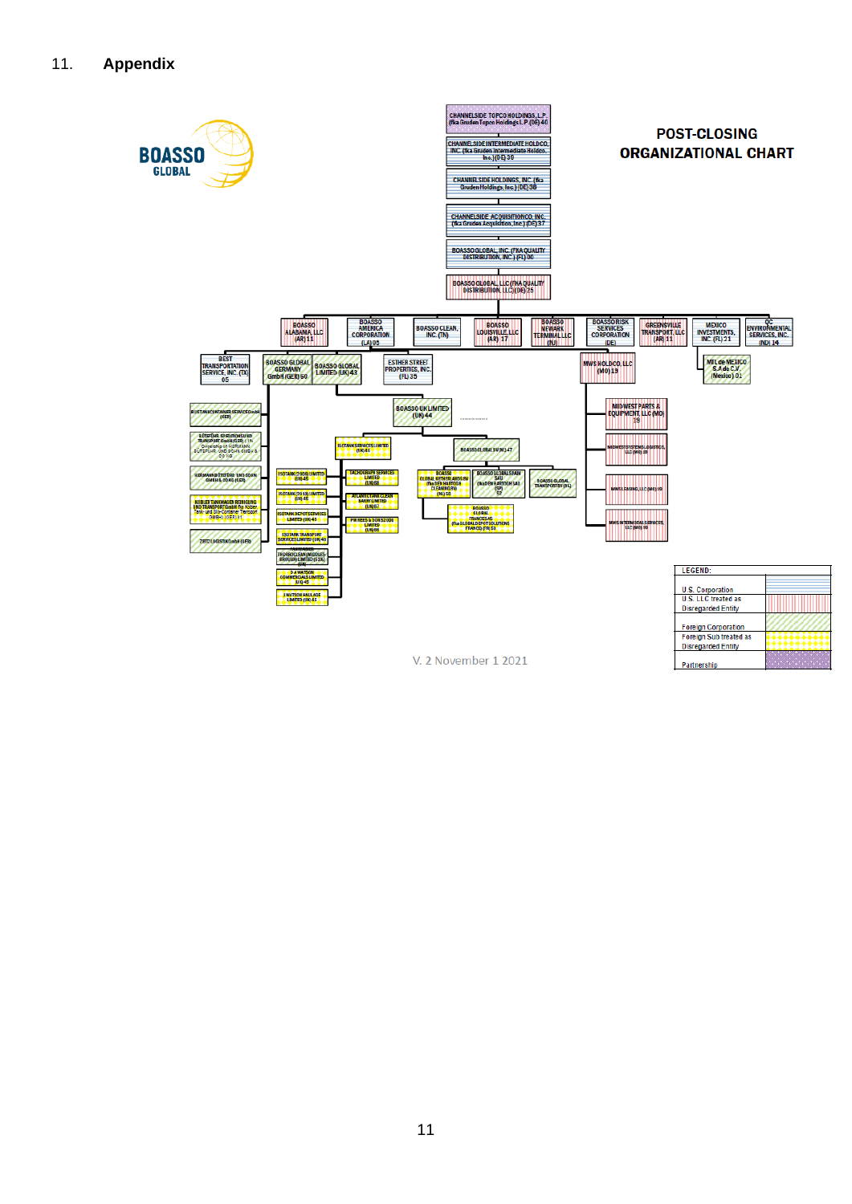## 11. Appendix

BOASSO GLOBAL

**POST-CLOSING ORGANIZATIONAL CHART**

CHANNELSIDE TOPCO HOLDINGS, L.P. (fka Gruden Topco Holdings L.P.) (DE) 40

CHANNELSIDE INTERMEDIATE HOLDCO, INC. (fka Gruden Intermediate Holdco, Inc.) (DE) 39

CHANNELSIDE HOLDINGS, INC. (fka Gruden Holdings, Inc.) (DE) 38

CHANNELSIDE ACQUISITIONCO, INC. (fka Gruden Acquisition, Inc.) (DE) 37

BOASSO GLOBAL, INC. (FKA QUALITY DISTRIBUTION, INC.) (FL) 06

BOASSO GLOBAL, LLC (FKA QUALITY DISTRIBUTION, LLC) (DE) 25

BOASSO ALABAMA, LLC (AR) 11

BOASSO AMERICA CORPORATION (LA) 05

BOASSO CLEAN, INC. (TN)

BOASSO LOUISVILLE, LLC (AR) 17

BOASSO NEWARK TERMINAL LLC (NJ)

BOASSO RISK SERVICES CORPORATION (DE)

GREENSVILLE TRANSPORT, LLC (AR) 11

MEXICO INVESTMENTS, INC. (FL) 21

QC ENVIRONMENTAL SERVICES, INC. (ND) 14

BEST TRANSPORTATION SERVICE, INC. (TX) 05

BOASSO GLOBAL GERMANY GmbH (GER) 50

BOASSO GLOBAL LIMITED (UK) 43

ESTHER STREET PROPERTIES, INC. (FL) 35

MWS HOLDCO, LLC (MO) 13

MTL de MEXICO S.A de C.V. (Mexico) 01

BOASSO UK LIMITED (UK) 44

MIDWEST PARTS & EQUIPMENT, LLC (MO) 19

MIDWEST SYSTEMS LOGISTICS, LLC (MO) 19

MWS LEASING, LLC (MO) 19

MWS INTERMODAL SERVICES, LLC (MO) 19

BUSTAINER CONTAINER SERVICE GmbH (GER)

BUTEFUHR SPEDITIONS UND TRANSPORT GmbH (GER)

GERMANN DIETERS UND SOEHN GMBH & CO KG (GER)

KOBER TANKWAGEN REINIGUNG UND TRANSPORT GmbH (GER) 51

ZIRTZ LOGISTIK GmbH (GER)

ISOTANK SERVICES LIMITED (UK) 45

BOASSO GLOBAL SWN (UK) 47

ISOTANK (2008) LIMITED (UK) 45

ISOTANK (2018) LIMITED (UK) 45

ISOTANK DEPOT SERVICES LIMITED (UK) 45

ISOTANK TRANSPORT SERVICES LIMITED (UK) 46

THORNOCLEAN (MIDDLESBROUGH) LIMITED (UK)

D A WATSON COMMERCIALS LIMITED (UK) 45

J WATSON HAULAGE LIMITED (UK) 45

TACHOGRAPH SERVICES LIMITED (UK) 68

ATLANTIC TANK CLEAN SAKIN LIMITED (UK) 67

PIKREES & SONS 2000 LIMITED (UK) 66

BOASSO GLOBAL NETHERLANDS BV (fka PEN HAETOGA CLEANING BV) (NL) 60

BOASSO GLOBAL SPAIN SAU (fka DEN HARTOGH SAU) (SP) 57

BOASSO GLOBAL TRANSPORT BV (NL)

BOASSO GLOBAL FRANCE SAS (fka GLOBAL DEPOT SOLUTIONS FRANCE) (FR) 53

LEGEND:
- U.S. Corporation
- U.S. LLC treated as Disregarded Entity
- Foreign Corporation
- Foreign Sub treated as Disregarded Entity
- Partnership

V. 2 November 1 2021